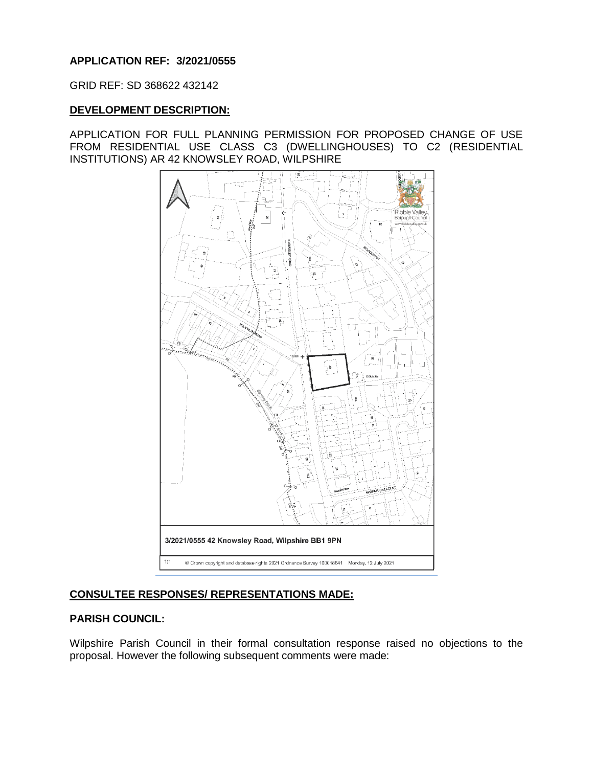**APPLICATION REF: 3/2021/0555**

GRID REF: SD 368622 432142

**DEVELOPMENT DESCRIPTION:**

APPLICATION FOR FULL PLANNING PERMISSION FOR PROPOSED CHANGE OF USE FROM RESIDENTIAL USE CLASS C3 (DWELLINGHOUSES) TO C2 (RESIDENTIAL INSTITUTIONS) AR 42 KNOWSLEY ROAD, WILPSHIRE

3/2021/0555 42 Knowsley Road, Wilpshire BB1 9PN

1:1 © Crown copyright and database rights 2021 Ordnance Survey 100018641 Monday, 12 July 2021

**CONSULTEE RESPONSES/ REPRESENTATIONS MADE:**

**PARISH COUNCIL:**

Wilpshire Parish Council in their formal consultation response raised no objections to the proposal. However the following subsequent comments were made: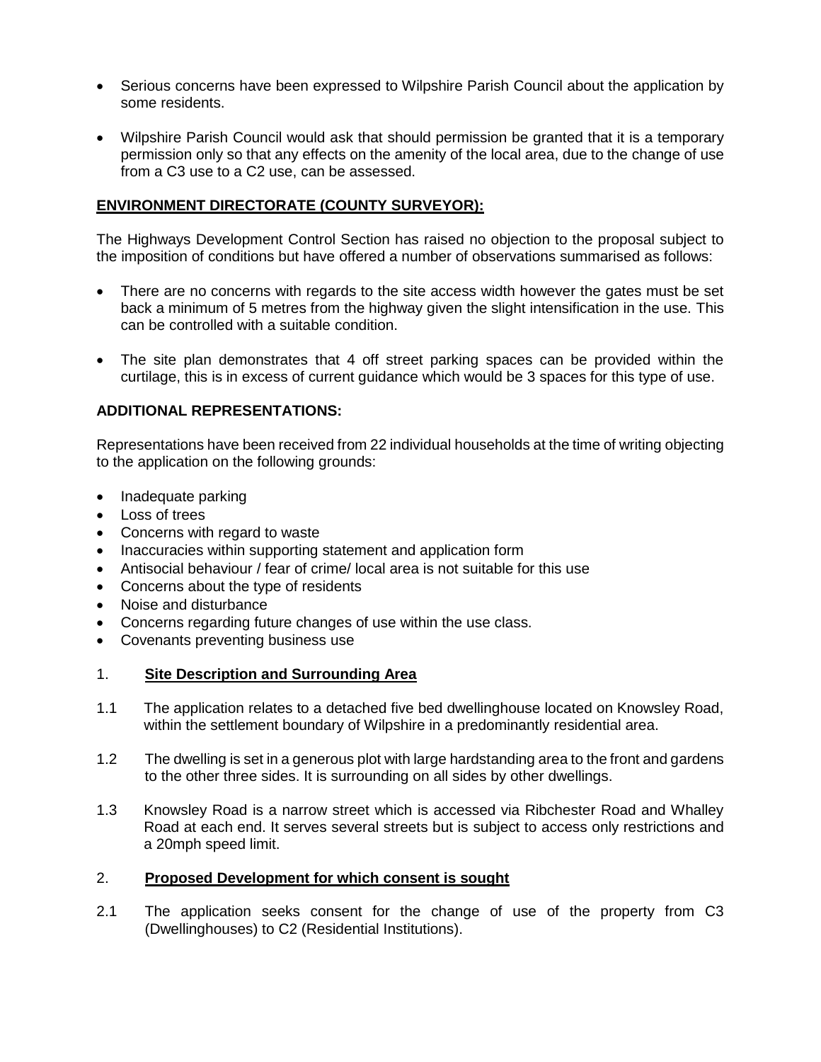- Serious concerns have been expressed to Wilpshire Parish Council about the application by some residents.
- Wilpshire Parish Council would ask that should permission be granted that it is a temporary permission only so that any effects on the amenity of the local area, due to the change of use from a C3 use to a C2 use, can be assessed.

**ENVIRONMENT DIRECTORATE (COUNTY SURVEYOR):**

The Highways Development Control Section has raised no objection to the proposal subject to the imposition of conditions but have offered a number of observations summarised as follows:

- There are no concerns with regards to the site access width however the gates must be set back a minimum of 5 metres from the highway given the slight intensification in the use. This can be controlled with a suitable condition.
- The site plan demonstrates that 4 off street parking spaces can be provided within the curtilage, this is in excess of current guidance which would be 3 spaces for this type of use.

**ADDITIONAL REPRESENTATIONS:**

Representations have been received from 22 individual households at the time of writing objecting to the application on the following grounds:

- Inadequate parking
- Loss of trees
- Concerns with regard to waste
- Inaccuracies within supporting statement and application form
- Antisocial behaviour / fear of crime/ local area is not suitable for this use
- Concerns about the type of residents
- Noise and disturbance
- Concerns regarding future changes of use within the use class.
- Covenants preventing business use

## 1. Site Description and Surrounding Area

1.1 The application relates to a detached five bed dwellinghouse located on Knowsley Road, within the settlement boundary of Wilpshire in a predominantly residential area.

1.2 The dwelling is set in a generous plot with large hardstanding area to the front and gardens to the other three sides. It is surrounding on all sides by other dwellings.

1.3 Knowsley Road is a narrow street which is accessed via Ribchester Road and Whalley Road at each end. It serves several streets but is subject to access only restrictions and a 20mph speed limit.

## 2. Proposed Development for which consent is sought

2.1 The application seeks consent for the change of use of the property from C3 (Dwellinghouses) to C2 (Residential Institutions).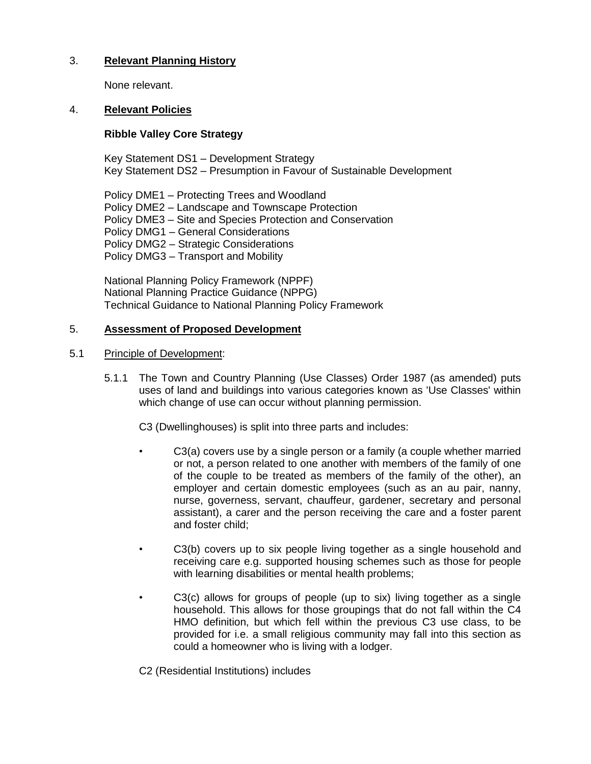## 3. Relevant Planning History

None relevant.

## 4. Relevant Policies

**Ribble Valley Core Strategy**

Key Statement DS1 – Development Strategy
Key Statement DS2 – Presumption in Favour of Sustainable Development

Policy DME1 – Protecting Trees and Woodland
Policy DME2 – Landscape and Townscape Protection
Policy DME3 – Site and Species Protection and Conservation
Policy DMG1 – General Considerations
Policy DMG2 – Strategic Considerations
Policy DMG3 – Transport and Mobility

National Planning Policy Framework (NPPF)
National Planning Practice Guidance (NPPG)
Technical Guidance to National Planning Policy Framework

## 5. Assessment of Proposed Development

### 5.1 Principle of Development:

5.1.1 The Town and Country Planning (Use Classes) Order 1987 (as amended) puts uses of land and buildings into various categories known as 'Use Classes' within which change of use can occur without planning permission.

C3 (Dwellinghouses) is split into three parts and includes:

- C3(a) covers use by a single person or a family (a couple whether married or not, a person related to one another with members of the family of one of the couple to be treated as members of the family of the other), an employer and certain domestic employees (such as an au pair, nanny, nurse, governess, servant, chauffeur, gardener, secretary and personal assistant), a carer and the person receiving the care and a foster parent and foster child;
- C3(b) covers up to six people living together as a single household and receiving care e.g. supported housing schemes such as those for people with learning disabilities or mental health problems;
- C3(c) allows for groups of people (up to six) living together as a single household. This allows for those groupings that do not fall within the C4 HMO definition, but which fell within the previous C3 use class, to be provided for i.e. a small religious community may fall into this section as could a homeowner who is living with a lodger.

C2 (Residential Institutions) includes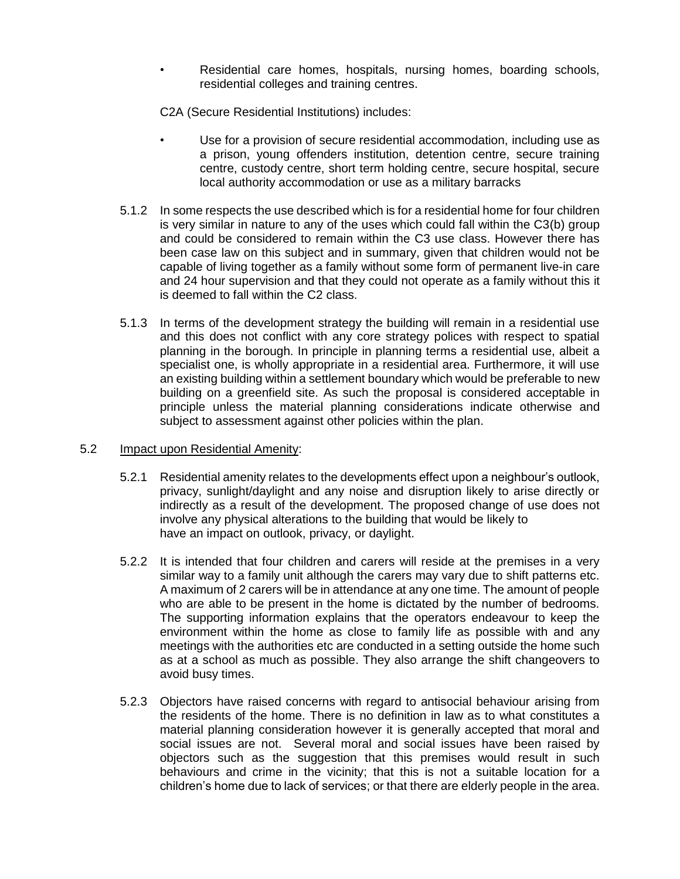- Residential care homes, hospitals, nursing homes, boarding schools, residential colleges and training centres.

C2A (Secure Residential Institutions) includes:

- Use for a provision of secure residential accommodation, including use as a prison, young offenders institution, detention centre, secure training centre, custody centre, short term holding centre, secure hospital, secure local authority accommodation or use as a military barracks

5.1.2 In some respects the use described which is for a residential home for four children is very similar in nature to any of the uses which could fall within the C3(b) group and could be considered to remain within the C3 use class. However there has been case law on this subject and in summary, given that children would not be capable of living together as a family without some form of permanent live-in care and 24 hour supervision and that they could not operate as a family without this it is deemed to fall within the C2 class.

5.1.3 In terms of the development strategy the building will remain in a residential use and this does not conflict with any core strategy polices with respect to spatial planning in the borough. In principle in planning terms a residential use, albeit a specialist one, is wholly appropriate in a residential area. Furthermore, it will use an existing building within a settlement boundary which would be preferable to new building on a greenfield site. As such the proposal is considered acceptable in principle unless the material planning considerations indicate otherwise and subject to assessment against other policies within the plan.

## 5.2 Impact upon Residential Amenity:

5.2.1 Residential amenity relates to the developments effect upon a neighbour's outlook, privacy, sunlight/daylight and any noise and disruption likely to arise directly or indirectly as a result of the development. The proposed change of use does not involve any physical alterations to the building that would be likely to have an impact on outlook, privacy, or daylight.

5.2.2 It is intended that four children and carers will reside at the premises in a very similar way to a family unit although the carers may vary due to shift patterns etc. A maximum of 2 carers will be in attendance at any one time. The amount of people who are able to be present in the home is dictated by the number of bedrooms. The supporting information explains that the operators endeavour to keep the environment within the home as close to family life as possible with and any meetings with the authorities etc are conducted in a setting outside the home such as at a school as much as possible. They also arrange the shift changeovers to avoid busy times.

5.2.3 Objectors have raised concerns with regard to antisocial behaviour arising from the residents of the home. There is no definition in law as to what constitutes a material planning consideration however it is generally accepted that moral and social issues are not. Several moral and social issues have been raised by objectors such as the suggestion that this premises would result in such behaviours and crime in the vicinity; that this is not a suitable location for a children's home due to lack of services; or that there are elderly people in the area.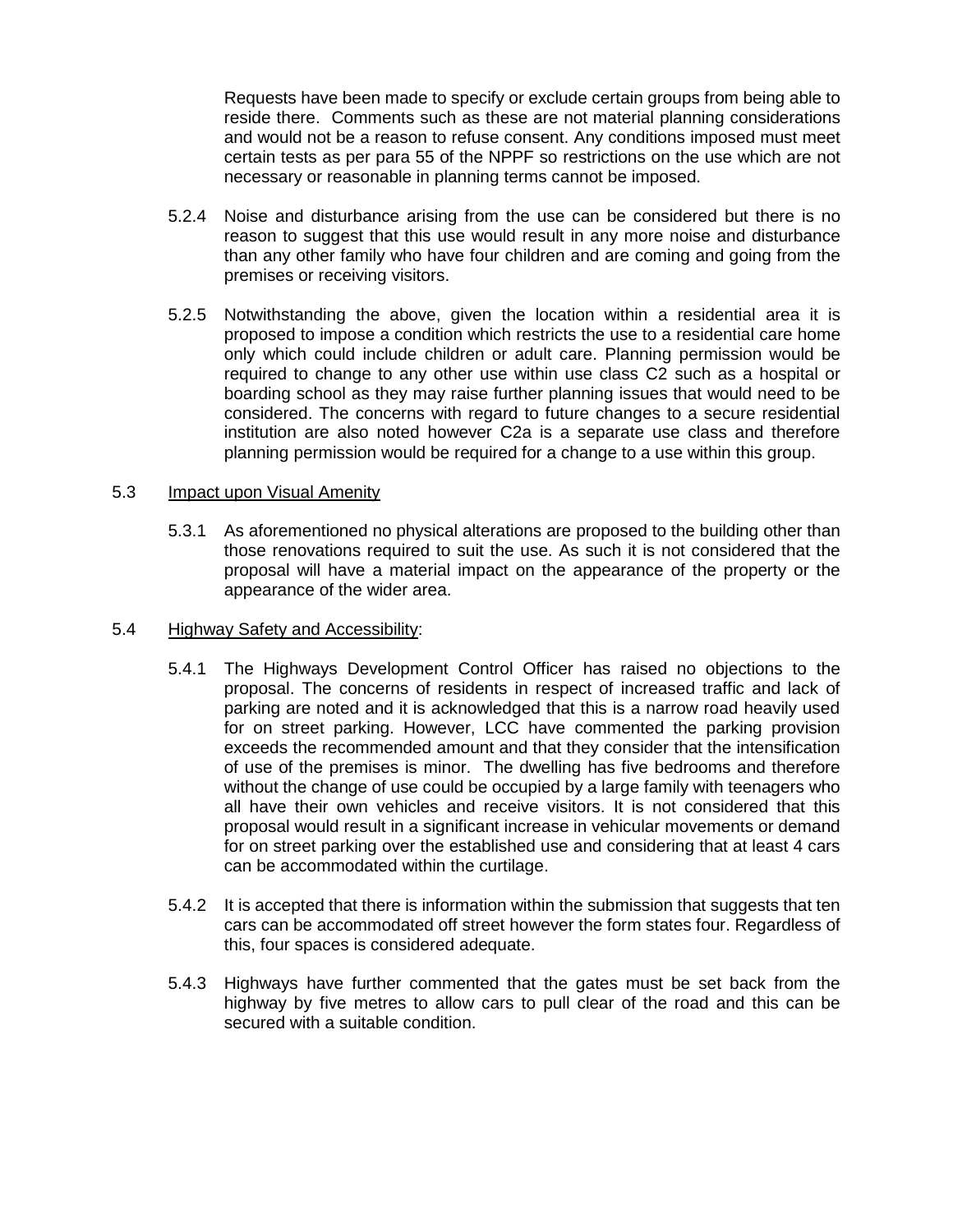Requests have been made to specify or exclude certain groups from being able to reside there. Comments such as these are not material planning considerations and would not be a reason to refuse consent. Any conditions imposed must meet certain tests as per para 55 of the NPPF so restrictions on the use which are not necessary or reasonable in planning terms cannot be imposed.

5.2.4 Noise and disturbance arising from the use can be considered but there is no reason to suggest that this use would result in any more noise and disturbance than any other family who have four children and are coming and going from the premises or receiving visitors.

5.2.5 Notwithstanding the above, given the location within a residential area it is proposed to impose a condition which restricts the use to a residential care home only which could include children or adult care. Planning permission would be required to change to any other use within use class C2 such as a hospital or boarding school as they may raise further planning issues that would need to be considered. The concerns with regard to future changes to a secure residential institution are also noted however C2a is a separate use class and therefore planning permission would be required for a change to a use within this group.

5.3 Impact upon Visual Amenity

5.3.1 As aforementioned no physical alterations are proposed to the building other than those renovations required to suit the use. As such it is not considered that the proposal will have a material impact on the appearance of the property or the appearance of the wider area.

5.4 Highway Safety and Accessibility:

5.4.1 The Highways Development Control Officer has raised no objections to the proposal. The concerns of residents in respect of increased traffic and lack of parking are noted and it is acknowledged that this is a narrow road heavily used for on street parking. However, LCC have commented the parking provision exceeds the recommended amount and that they consider that the intensification of use of the premises is minor. The dwelling has five bedrooms and therefore without the change of use could be occupied by a large family with teenagers who all have their own vehicles and receive visitors. It is not considered that this proposal would result in a significant increase in vehicular movements or demand for on street parking over the established use and considering that at least 4 cars can be accommodated within the curtilage.

5.4.2 It is accepted that there is information within the submission that suggests that ten cars can be accommodated off street however the form states four. Regardless of this, four spaces is considered adequate.

5.4.3 Highways have further commented that the gates must be set back from the highway by five metres to allow cars to pull clear of the road and this can be secured with a suitable condition.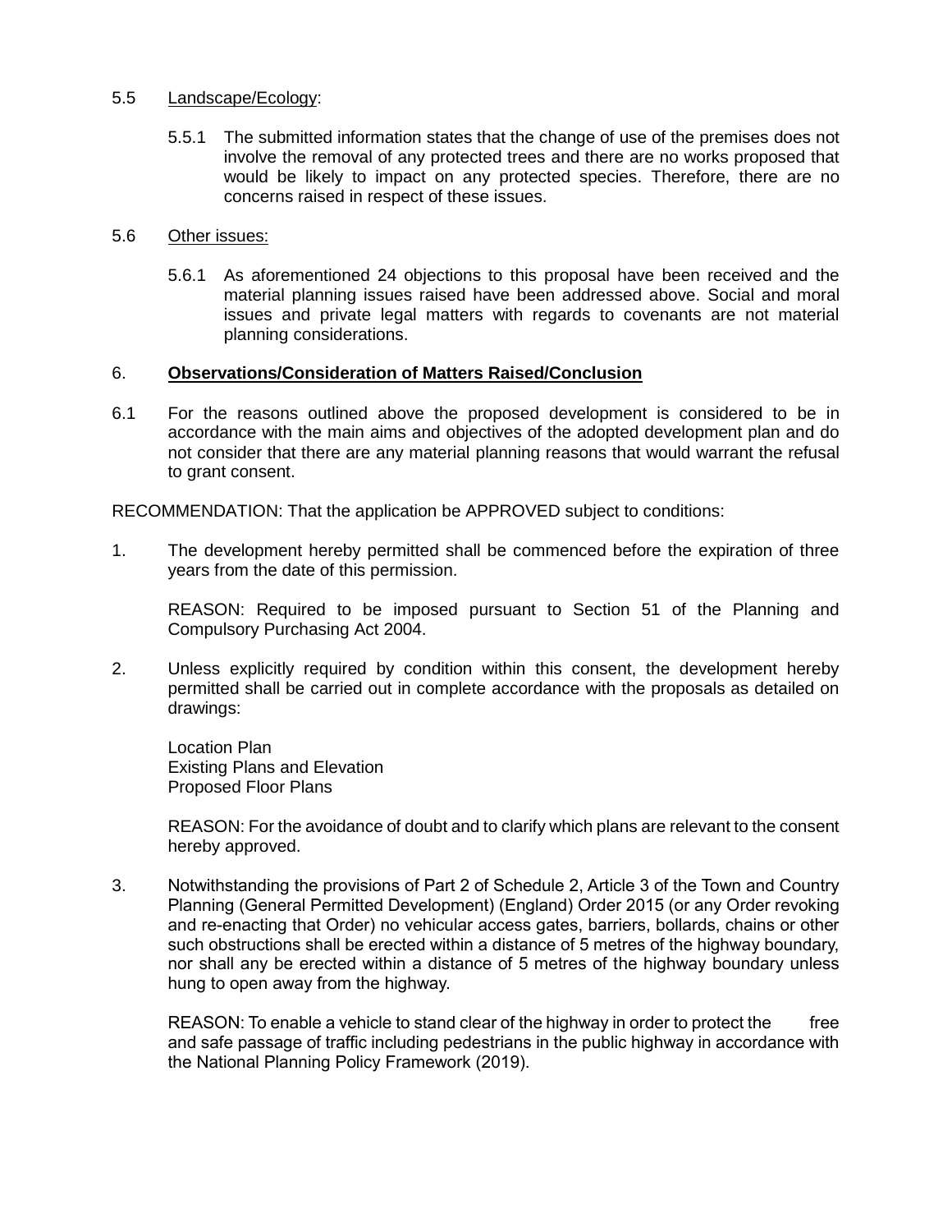5.5 Landscape/Ecology:

5.5.1 The submitted information states that the change of use of the premises does not involve the removal of any protected trees and there are no works proposed that would be likely to impact on any protected species. Therefore, there are no concerns raised in respect of these issues.

5.6 Other issues:

5.6.1 As aforementioned 24 objections to this proposal have been received and the material planning issues raised have been addressed above. Social and moral issues and private legal matters with regards to covenants are not material planning considerations.

## 6. **Observations/Consideration of Matters Raised/Conclusion**

6.1 For the reasons outlined above the proposed development is considered to be in accordance with the main aims and objectives of the adopted development plan and do not consider that there are any material planning reasons that would warrant the refusal to grant consent.

RECOMMENDATION: That the application be APPROVED subject to conditions:

1. The development hereby permitted shall be commenced before the expiration of three years from the date of this permission.

   REASON: Required to be imposed pursuant to Section 51 of the Planning and Compulsory Purchasing Act 2004.

2. Unless explicitly required by condition within this consent, the development hereby permitted shall be carried out in complete accordance with the proposals as detailed on drawings:

   Location Plan
   Existing Plans and Elevation
   Proposed Floor Plans

   REASON: For the avoidance of doubt and to clarify which plans are relevant to the consent hereby approved.

3. Notwithstanding the provisions of Part 2 of Schedule 2, Article 3 of the Town and Country Planning (General Permitted Development) (England) Order 2015 (or any Order revoking and re-enacting that Order) no vehicular access gates, barriers, bollards, chains or other such obstructions shall be erected within a distance of 5 metres of the highway boundary, nor shall any be erected within a distance of 5 metres of the highway boundary unless hung to open away from the highway.

   REASON: To enable a vehicle to stand clear of the highway in order to protect the free and safe passage of traffic including pedestrians in the public highway in accordance with the National Planning Policy Framework (2019).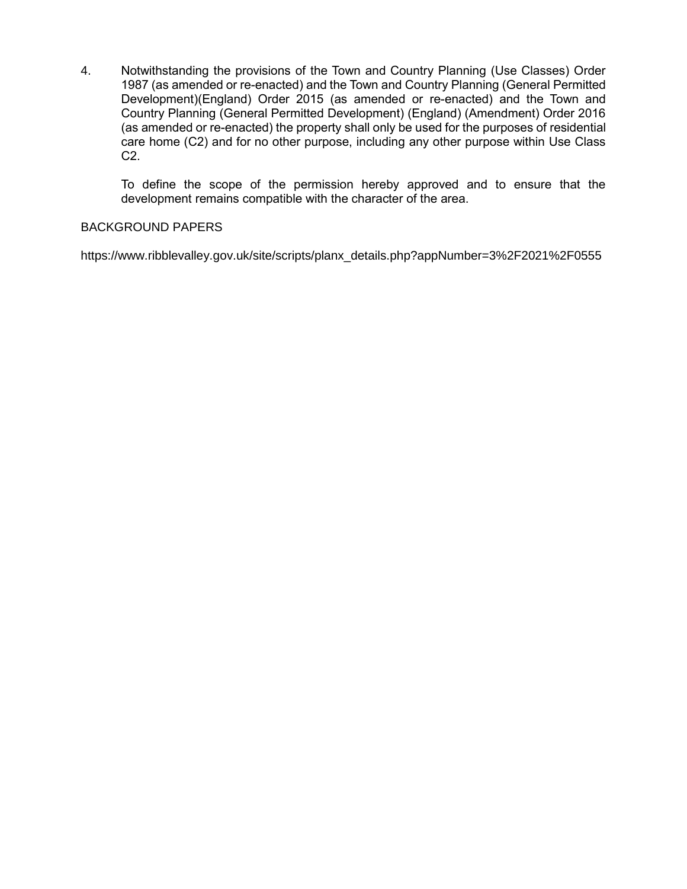4. Notwithstanding the provisions of the Town and Country Planning (Use Classes) Order 1987 (as amended or re-enacted) and the Town and Country Planning (General Permitted Development)(England) Order 2015 (as amended or re-enacted) and the Town and Country Planning (General Permitted Development) (England) (Amendment) Order 2016 (as amended or re-enacted) the property shall only be used for the purposes of residential care home (C2) and for no other purpose, including any other purpose within Use Class C2.

   To define the scope of the permission hereby approved and to ensure that the development remains compatible with the character of the area.

BACKGROUND PAPERS

https://www.ribblevalley.gov.uk/site/scripts/planx_details.php?appNumber=3%2F2021%2F0555